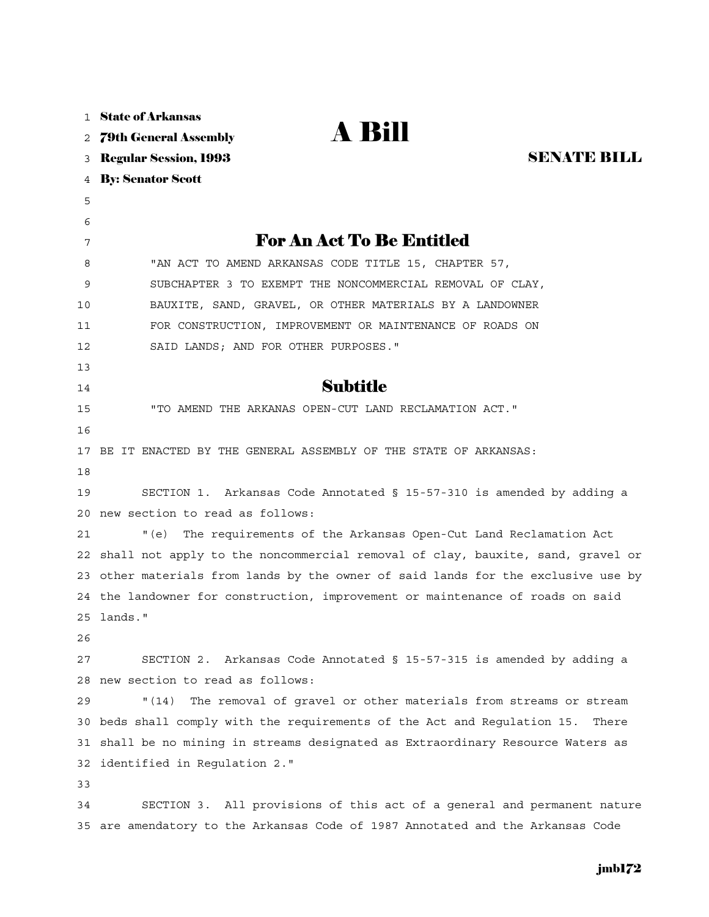State of Arkansas
79th General Assembly
Regular Session, 1993
By: Senator Scott

# A Bill

**SENATE BILL**

## For An Act To Be Entitled

"AN ACT TO AMEND ARKANSAS CODE TITLE 15, CHAPTER 57, SUBCHAPTER 3 TO EXEMPT THE NONCOMMERCIAL REMOVAL OF CLAY, BAUXITE, SAND, GRAVEL, OR OTHER MATERIALS BY A LANDOWNER FOR CONSTRUCTION, IMPROVEMENT OR MAINTENANCE OF ROADS ON SAID LANDS; AND FOR OTHER PURPOSES."

## Subtitle

"TO AMEND THE ARKANAS OPEN-CUT LAND RECLAMATION ACT."

BE IT ENACTED BY THE GENERAL ASSEMBLY OF THE STATE OF ARKANSAS:

SECTION 1. Arkansas Code Annotated § 15-57-310 is amended by adding a new section to read as follows:

"(e) The requirements of the Arkansas Open-Cut Land Reclamation Act shall not apply to the noncommercial removal of clay, bauxite, sand, gravel or other materials from lands by the owner of said lands for the exclusive use by the landowner for construction, improvement or maintenance of roads on said lands."

SECTION 2. Arkansas Code Annotated § 15-57-315 is amended by adding a new section to read as follows:

"(14) The removal of gravel or other materials from streams or stream beds shall comply with the requirements of the Act and Regulation 15. There shall be no mining in streams designated as Extraordinary Resource Waters as identified in Regulation 2."

SECTION 3. All provisions of this act of a general and permanent nature are amendatory to the Arkansas Code of 1987 Annotated and the Arkansas Code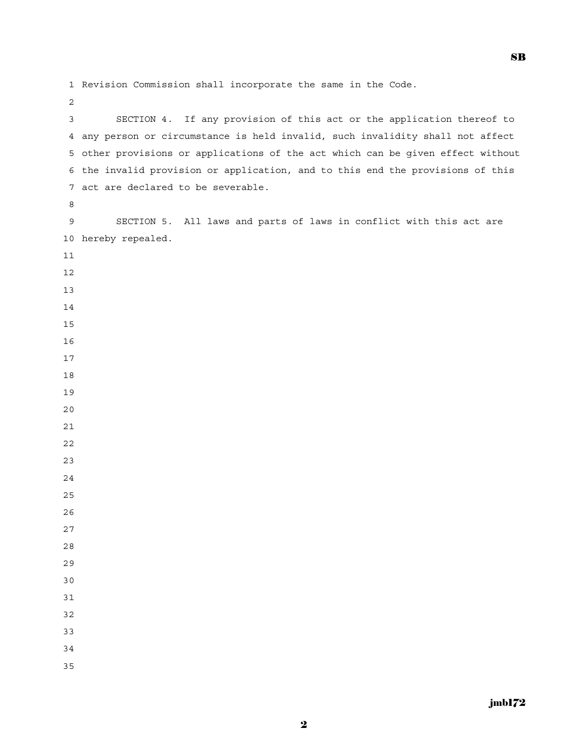Revision Commission shall incorporate the same in the Code.

SECTION 4. If any provision of this act or the application thereof to any person or circumstance is held invalid, such invalidity shall not affect other provisions or applications of the act which can be given effect without the invalid provision or application, and to this end the provisions of this act are declared to be severable.

SECTION 5. All laws and parts of laws in conflict with this act are hereby repealed.